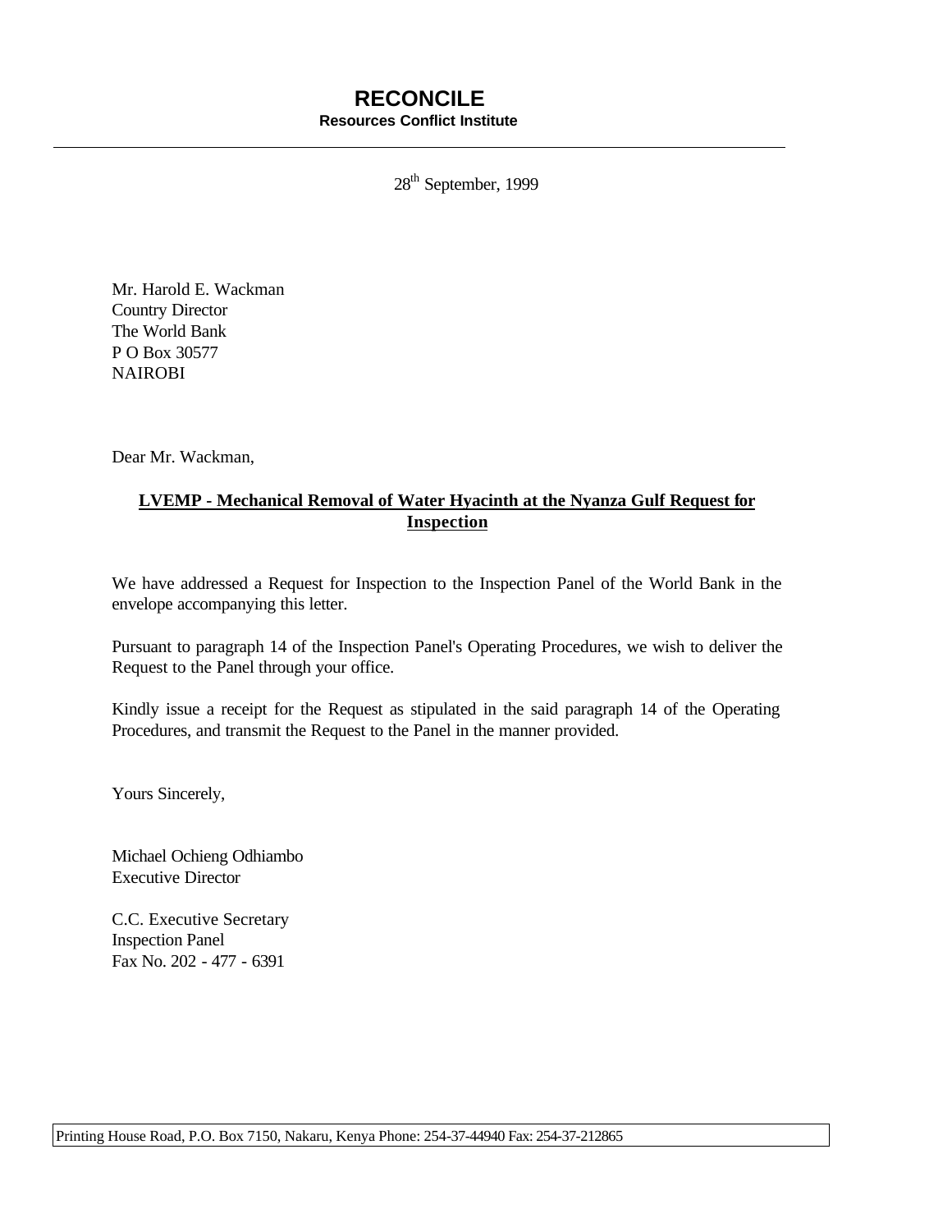# RECONCILE

**Resources Conflict Institute**

---

28th September, 1999

Mr. Harold E. Wackman
Country Director
The World Bank
P O Box 30577
NAIROBI

Dear Mr. Wackman,

**LVEMP - Mechanical Removal of Water Hyacinth at the Nyanza Gulf Request for Inspection**

We have addressed a Request for Inspection to the Inspection Panel of the World Bank in the envelope accompanying this letter.

Pursuant to paragraph 14 of the Inspection Panel's Operating Procedures, we wish to deliver the Request to the Panel through your office.

Kindly issue a receipt for the Request as stipulated in the said paragraph 14 of the Operating Procedures, and transmit the Request to the Panel in the manner provided.

Yours Sincerely,

Michael Ochieng Odhiambo
Executive Director

C.C. Executive Secretary
Inspection Panel
Fax No. 202 - 477 - 6391

Printing House Road, P.O. Box 7150, Nakaru, Kenya Phone: 254-37-44940 Fax: 254-37-212865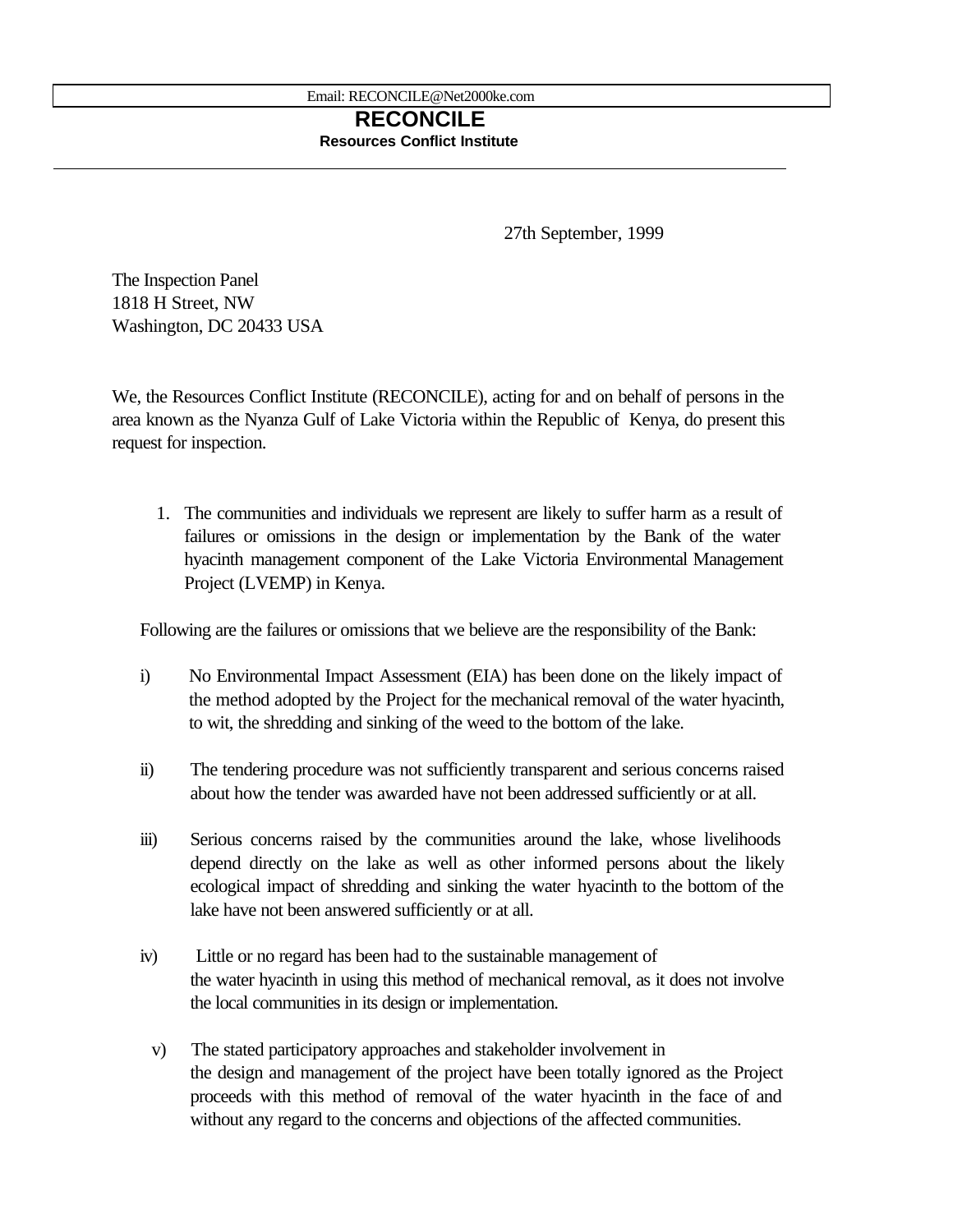Email: RECONCILE@Net2000ke.com

# RECONCILE

**Resources Conflict Institute**

27th September, 1999

The Inspection Panel
1818 H Street, NW
Washington, DC 20433 USA

We, the Resources Conflict Institute (RECONCILE), acting for and on behalf of persons in the area known as the Nyanza Gulf of Lake Victoria within the Republic of Kenya, do present this request for inspection.

1. The communities and individuals we represent are likely to suffer harm as a result of failures or omissions in the design or implementation by the Bank of the water hyacinth management component of the Lake Victoria Environmental Management Project (LVEMP) in Kenya.

Following are the failures or omissions that we believe are the responsibility of the Bank:

i) No Environmental Impact Assessment (EIA) has been done on the likely impact of the method adopted by the Project for the mechanical removal of the water hyacinth, to wit, the shredding and sinking of the weed to the bottom of the lake.

ii) The tendering procedure was not sufficiently transparent and serious concerns raised about how the tender was awarded have not been addressed sufficiently or at all.

iii) Serious concerns raised by the communities around the lake, whose livelihoods depend directly on the lake as well as other informed persons about the likely ecological impact of shredding and sinking the water hyacinth to the bottom of the lake have not been answered sufficiently or at all.

iv) Little or no regard has been had to the sustainable management of the water hyacinth in using this method of mechanical removal, as it does not involve the local communities in its design or implementation.

v) The stated participatory approaches and stakeholder involvement in the design and management of the project have been totally ignored as the Project proceeds with this method of removal of the water hyacinth in the face of and without any regard to the concerns and objections of the affected communities.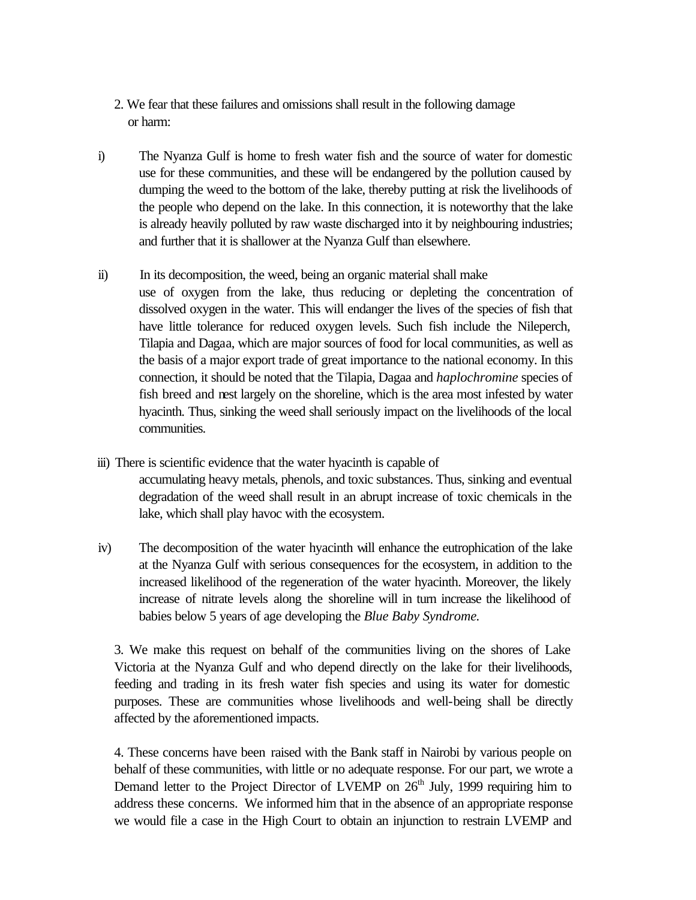2. We fear that these failures and omissions shall result in the following damage or harm:

i) The Nyanza Gulf is home to fresh water fish and the source of water for domestic use for these communities, and these will be endangered by the pollution caused by dumping the weed to the bottom of the lake, thereby putting at risk the livelihoods of the people who depend on the lake. In this connection, it is noteworthy that the lake is already heavily polluted by raw waste discharged into it by neighbouring industries; and further that it is shallower at the Nyanza Gulf than elsewhere.

ii) In its decomposition, the weed, being an organic material shall make use of oxygen from the lake, thus reducing or depleting the concentration of dissolved oxygen in the water. This will endanger the lives of the species of fish that have little tolerance for reduced oxygen levels. Such fish include the Nileperch, Tilapia and Dagaa, which are major sources of food for local communities, as well as the basis of a major export trade of great importance to the national economy. In this connection, it should be noted that the Tilapia, Dagaa and *haplochromine* species of fish breed and nest largely on the shoreline, which is the area most infested by water hyacinth. Thus, sinking the weed shall seriously impact on the livelihoods of the local communities.

iii) There is scientific evidence that the water hyacinth is capable of accumulating heavy metals, phenols, and toxic substances. Thus, sinking and eventual degradation of the weed shall result in an abrupt increase of toxic chemicals in the lake, which shall play havoc with the ecosystem.

iv) The decomposition of the water hyacinth will enhance the eutrophication of the lake at the Nyanza Gulf with serious consequences for the ecosystem, in addition to the increased likelihood of the regeneration of the water hyacinth. Moreover, the likely increase of nitrate levels along the shoreline will in turn increase the likelihood of babies below 5 years of age developing the *Blue Baby Syndrome.*

3. We make this request on behalf of the communities living on the shores of Lake Victoria at the Nyanza Gulf and who depend directly on the lake for their livelihoods, feeding and trading in its fresh water fish species and using its water for domestic purposes. These are communities whose livelihoods and well-being shall be directly affected by the aforementioned impacts.

4. These concerns have been raised with the Bank staff in Nairobi by various people on behalf of these communities, with little or no adequate response. For our part, we wrote a Demand letter to the Project Director of LVEMP on 26th July, 1999 requiring him to address these concerns. We informed him that in the absence of an appropriate response we would file a case in the High Court to obtain an injunction to restrain LVEMP and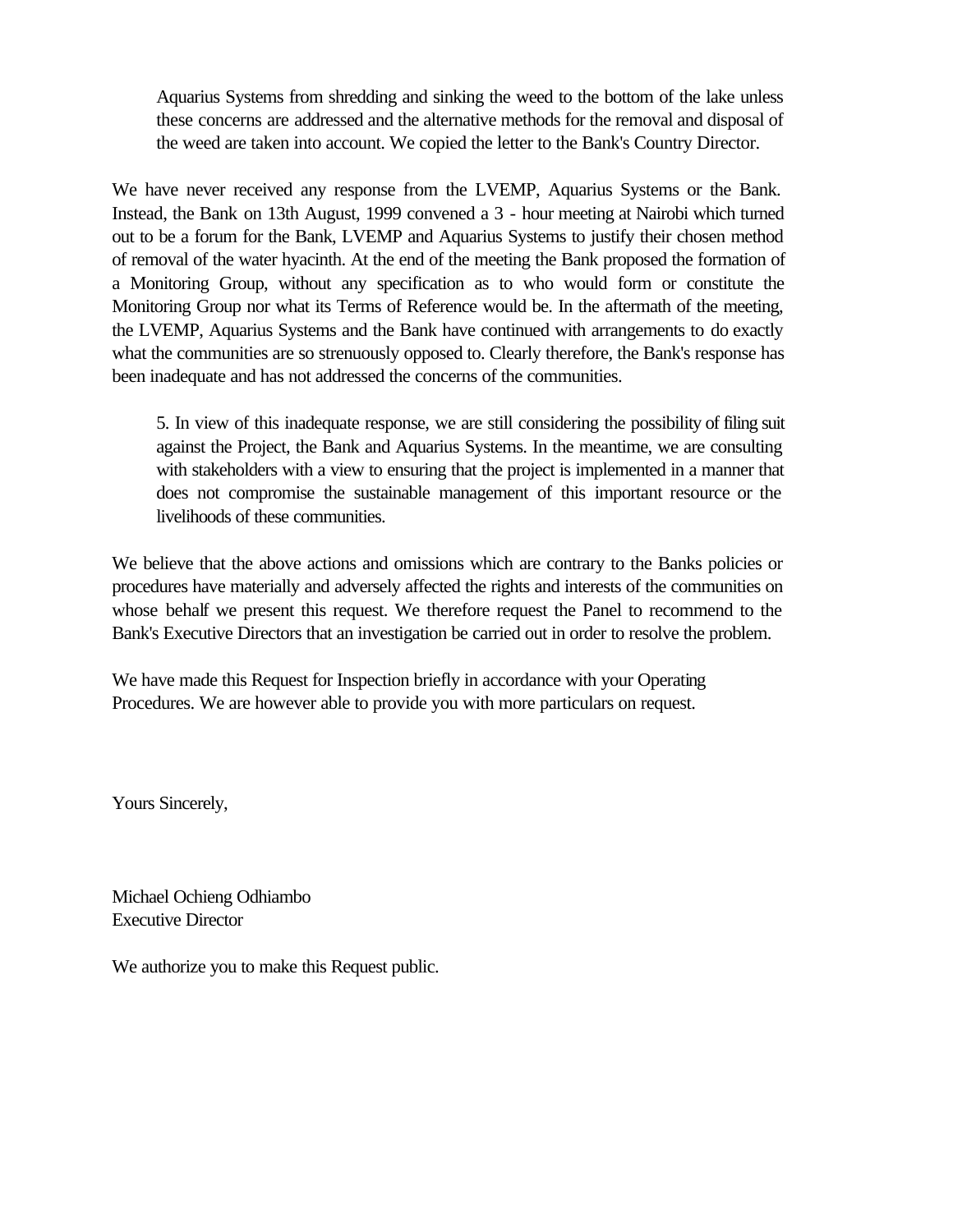Aquarius Systems from shredding and sinking the weed to the bottom of the lake unless these concerns are addressed and the alternative methods for the removal and disposal of the weed are taken into account. We copied the letter to the Bank's Country Director.

We have never received any response from the LVEMP, Aquarius Systems or the Bank. Instead, the Bank on 13th August, 1999 convened a 3 - hour meeting at Nairobi which turned out to be a forum for the Bank, LVEMP and Aquarius Systems to justify their chosen method of removal of the water hyacinth. At the end of the meeting the Bank proposed the formation of a Monitoring Group, without any specification as to who would form or constitute the Monitoring Group nor what its Terms of Reference would be. In the aftermath of the meeting, the LVEMP, Aquarius Systems and the Bank have continued with arrangements to do exactly what the communities are so strenuously opposed to. Clearly therefore, the Bank's response has been inadequate and has not addressed the concerns of the communities.

5. In view of this inadequate response, we are still considering the possibility of filing suit against the Project, the Bank and Aquarius Systems. In the meantime, we are consulting with stakeholders with a view to ensuring that the project is implemented in a manner that does not compromise the sustainable management of this important resource or the livelihoods of these communities.

We believe that the above actions and omissions which are contrary to the Banks policies or procedures have materially and adversely affected the rights and interests of the communities on whose behalf we present this request. We therefore request the Panel to recommend to the Bank's Executive Directors that an investigation be carried out in order to resolve the problem.

We have made this Request for Inspection briefly in accordance with your Operating Procedures. We are however able to provide you with more particulars on request.

Yours Sincerely,

Michael Ochieng Odhiambo
Executive Director

We authorize you to make this Request public.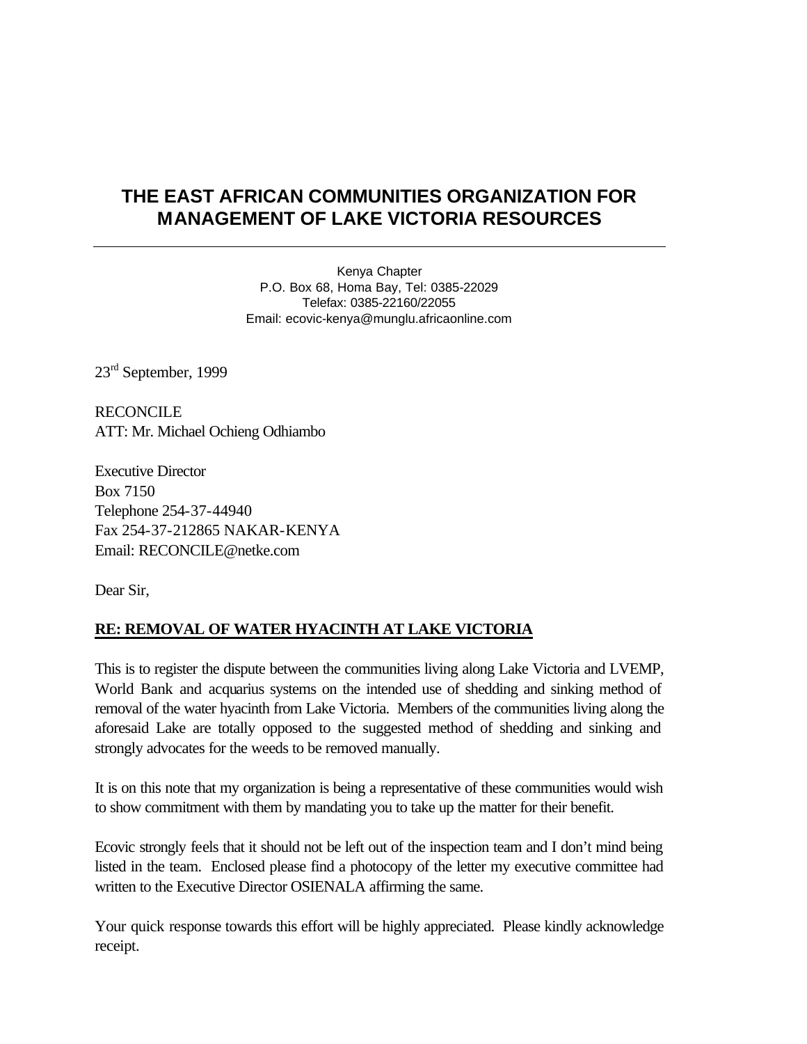# THE EAST AFRICAN COMMUNITIES ORGANIZATION FOR MANAGEMENT OF LAKE VICTORIA RESOURCES

Kenya Chapter
P.O. Box 68, Homa Bay, Tel: 0385-22029
Telefax: 0385-22160/22055
Email: ecovic-kenya@munglu.africaonline.com

23rd September, 1999

RECONCILE
ATT: Mr. Michael Ochieng Odhiambo

Executive Director
Box 7150
Telephone 254-37-44940
Fax 254-37-212865 NAKAR-KENYA
Email: RECONCILE@netke.com

Dear Sir,

**RE: REMOVAL OF WATER HYACINTH AT LAKE VICTORIA**

This is to register the dispute between the communities living along Lake Victoria and LVEMP, World Bank and acquarius systems on the intended use of shedding and sinking method of removal of the water hyacinth from Lake Victoria. Members of the communities living along the aforesaid Lake are totally opposed to the suggested method of shedding and sinking and strongly advocates for the weeds to be removed manually.

It is on this note that my organization is being a representative of these communities would wish to show commitment with them by mandating you to take up the matter for their benefit.

Ecovic strongly feels that it should not be left out of the inspection team and I don't mind being listed in the team. Enclosed please find a photocopy of the letter my executive committee had written to the Executive Director OSIENALA affirming the same.

Your quick response towards this effort will be highly appreciated. Please kindly acknowledge receipt.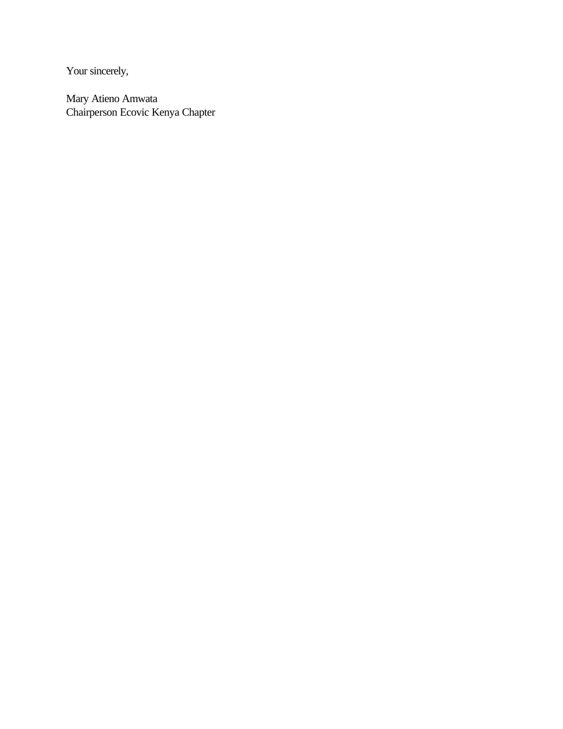Your sincerely,

Mary Atieno Amwata  
Chairperson Ecovic Kenya Chapter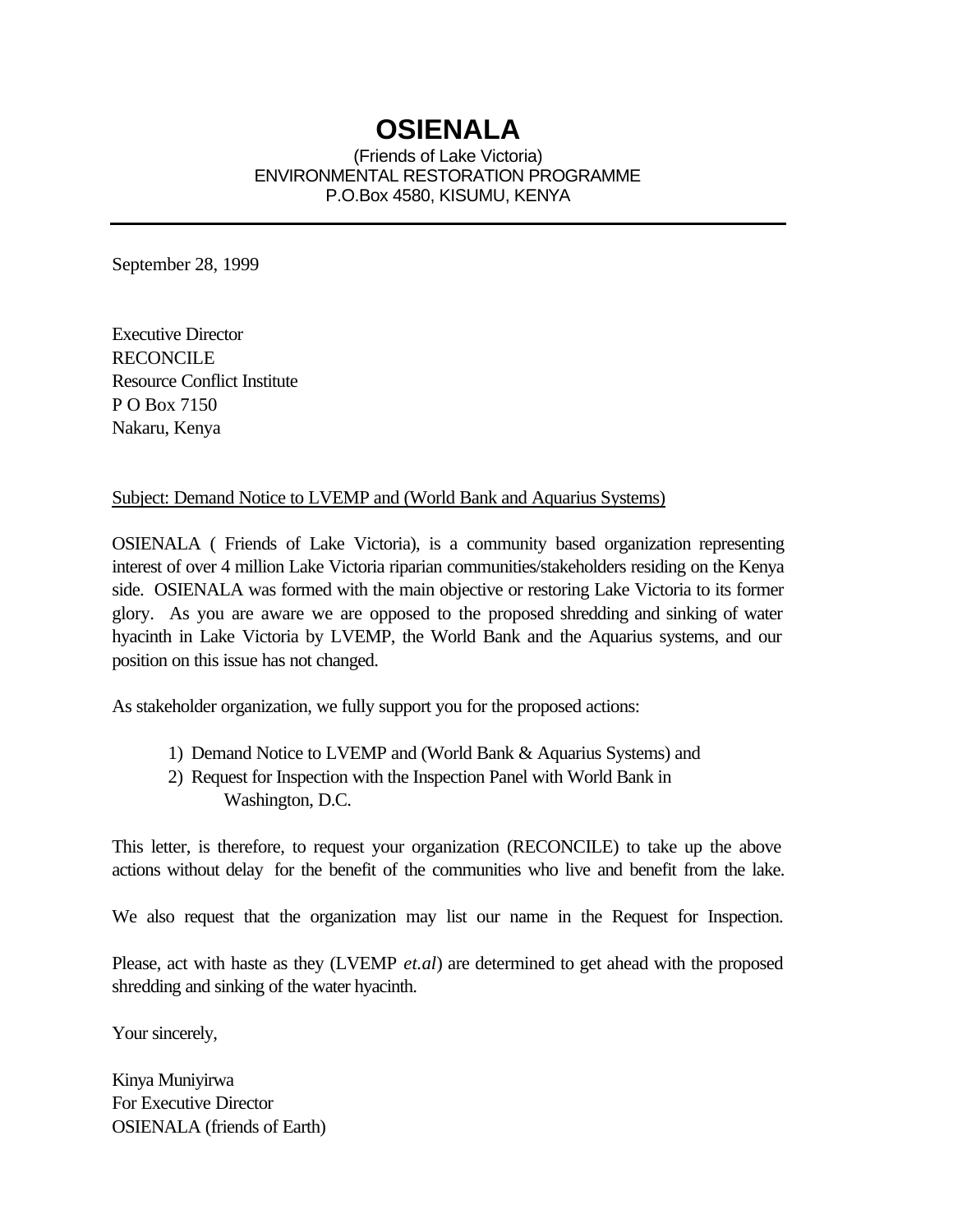# OSIENALA

(Friends of Lake Victoria)
ENVIRONMENTAL RESTORATION PROGRAMME
P.O.Box 4580, KISUMU, KENYA

---

September 28, 1999

Executive Director
RECONCILE
Resource Conflict Institute
P O Box 7150
Nakaru, Kenya

Subject: Demand Notice to LVEMP and (World Bank and Aquarius Systems)

OSIENALA ( Friends of Lake Victoria), is a community based organization representing interest of over 4 million Lake Victoria riparian communities/stakeholders residing on the Kenya side. OSIENALA was formed with the main objective or restoring Lake Victoria to its former glory. As you are aware we are opposed to the proposed shredding and sinking of water hyacinth in Lake Victoria by LVEMP, the World Bank and the Aquarius systems, and our position on this issue has not changed.

As stakeholder organization, we fully support you for the proposed actions:

1) Demand Notice to LVEMP and (World Bank & Aquarius Systems) and
2) Request for Inspection with the Inspection Panel with World Bank in Washington, D.C.

This letter, is therefore, to request your organization (RECONCILE) to take up the above actions without delay for the benefit of the communities who live and benefit from the lake.

We also request that the organization may list our name in the Request for Inspection.

Please, act with haste as they (LVEMP *et.al*) are determined to get ahead with the proposed shredding and sinking of the water hyacinth.

Your sincerely,

Kinya Muniyirwa
For Executive Director
OSIENALA (friends of Earth)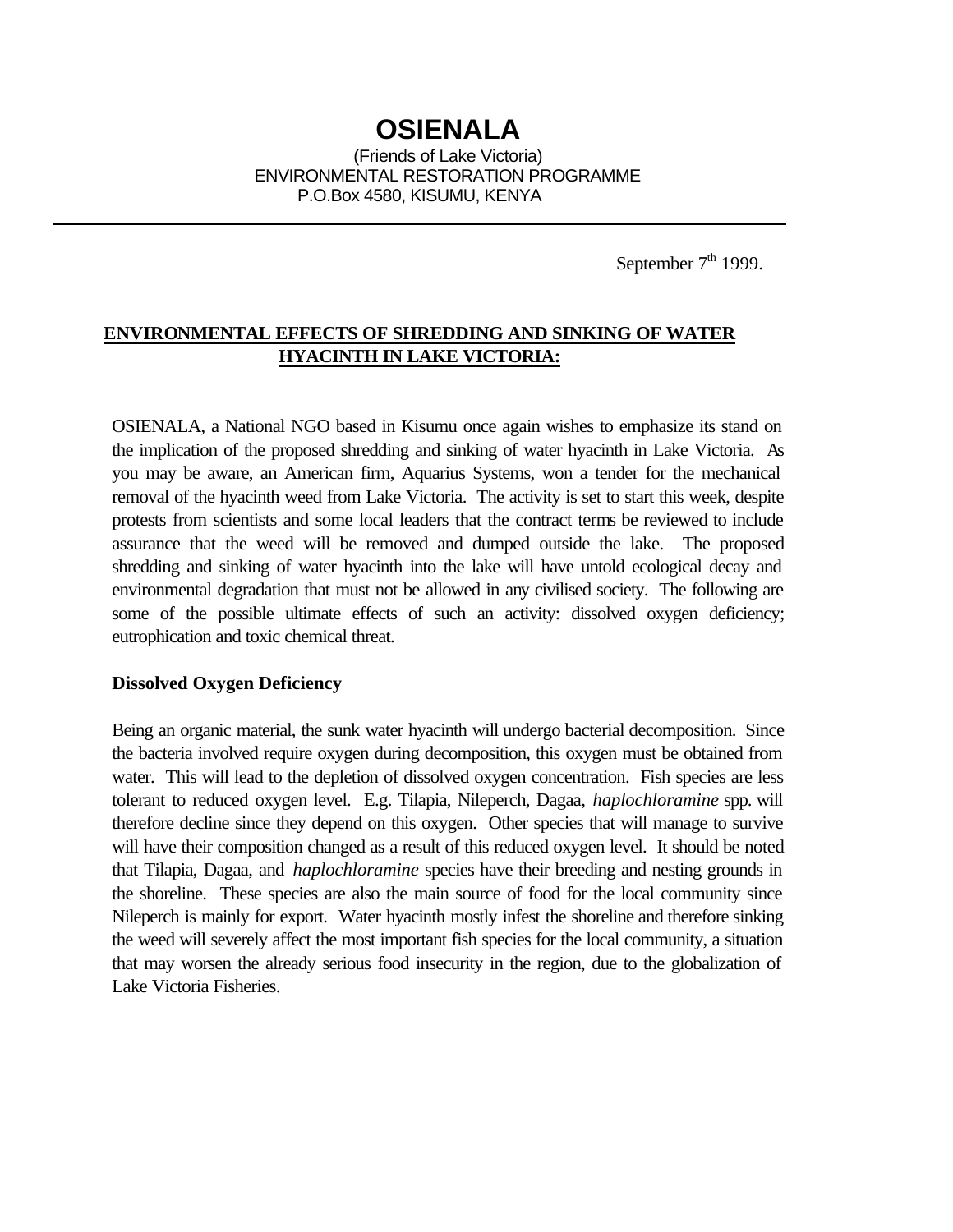# OSIENALA

(Friends of Lake Victoria)
ENVIRONMENTAL RESTORATION PROGRAMME
P.O.Box 4580, KISUMU, KENYA

---

September 7th 1999.

**ENVIRONMENTAL EFFECTS OF SHREDDING AND SINKING OF WATER HYACINTH IN LAKE VICTORIA:**

OSIENALA, a National NGO based in Kisumu once again wishes to emphasize its stand on the implication of the proposed shredding and sinking of water hyacinth in Lake Victoria. As you may be aware, an American firm, Aquarius Systems, won a tender for the mechanical removal of the hyacinth weed from Lake Victoria. The activity is set to start this week, despite protests from scientists and some local leaders that the contract terms be reviewed to include assurance that the weed will be removed and dumped outside the lake. The proposed shredding and sinking of water hyacinth into the lake will have untold ecological decay and environmental degradation that must not be allowed in any civilised society. The following are some of the possible ultimate effects of such an activity: dissolved oxygen deficiency; eutrophication and toxic chemical threat.

**Dissolved Oxygen Deficiency**

Being an organic material, the sunk water hyacinth will undergo bacterial decomposition. Since the bacteria involved require oxygen during decomposition, this oxygen must be obtained from water. This will lead to the depletion of dissolved oxygen concentration. Fish species are less tolerant to reduced oxygen level. E.g. Tilapia, Nileperch, Dagaa, *haplochloramine* spp. will therefore decline since they depend on this oxygen. Other species that will manage to survive will have their composition changed as a result of this reduced oxygen level. It should be noted that Tilapia, Dagaa, and *haplochloramine* species have their breeding and nesting grounds in the shoreline. These species are also the main source of food for the local community since Nileperch is mainly for export. Water hyacinth mostly infest the shoreline and therefore sinking the weed will severely affect the most important fish species for the local community, a situation that may worsen the already serious food insecurity in the region, due to the globalization of Lake Victoria Fisheries.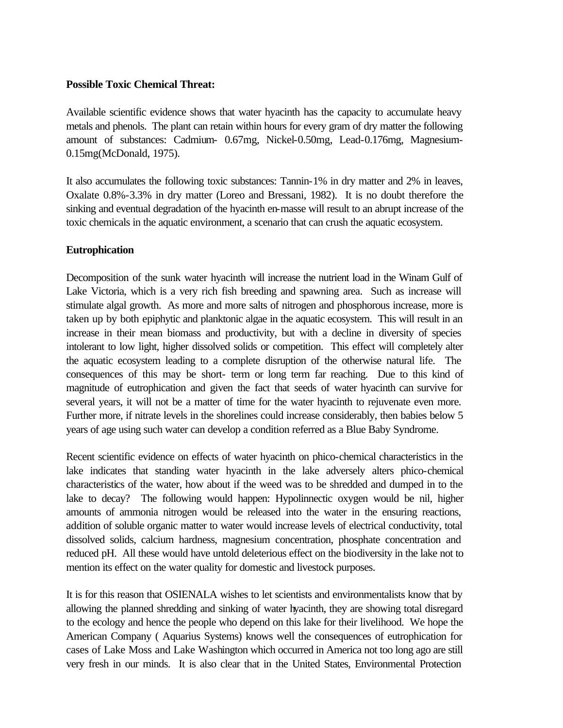**Possible Toxic Chemical Threat:**

Available scientific evidence shows that water hyacinth has the capacity to accumulate heavy metals and phenols. The plant can retain within hours for every gram of dry matter the following amount of substances: Cadmium- 0.67mg, Nickel-0.50mg, Lead-0.176mg, Magnesium-0.15mg(McDonald, 1975).

It also accumulates the following toxic substances: Tannin-1% in dry matter and 2% in leaves, Oxalate 0.8%-3.3% in dry matter (Loreo and Bressani, 1982). It is no doubt therefore the sinking and eventual degradation of the hyacinth en-masse will result to an abrupt increase of the toxic chemicals in the aquatic environment, a scenario that can crush the aquatic ecosystem.

**Eutrophication**

Decomposition of the sunk water hyacinth will increase the nutrient load in the Winam Gulf of Lake Victoria, which is a very rich fish breeding and spawning area. Such as increase will stimulate algal growth. As more and more salts of nitrogen and phosphorous increase, more is taken up by both epiphytic and planktonic algae in the aquatic ecosystem. This will result in an increase in their mean biomass and productivity, but with a decline in diversity of species intolerant to low light, higher dissolved solids or competition. This effect will completely alter the aquatic ecosystem leading to a complete disruption of the otherwise natural life. The consequences of this may be short- term or long term far reaching. Due to this kind of magnitude of eutrophication and given the fact that seeds of water hyacinth can survive for several years, it will not be a matter of time for the water hyacinth to rejuvenate even more. Further more, if nitrate levels in the shorelines could increase considerably, then babies below 5 years of age using such water can develop a condition referred as a Blue Baby Syndrome.

Recent scientific evidence on effects of water hyacinth on phico-chemical characteristics in the lake indicates that standing water hyacinth in the lake adversely alters phico-chemical characteristics of the water, how about if the weed was to be shredded and dumped in to the lake to decay? The following would happen: Hypolinnectic oxygen would be nil, higher amounts of ammonia nitrogen would be released into the water in the ensuring reactions, addition of soluble organic matter to water would increase levels of electrical conductivity, total dissolved solids, calcium hardness, magnesium concentration, phosphate concentration and reduced pH. All these would have untold deleterious effect on the biodiversity in the lake not to mention its effect on the water quality for domestic and livestock purposes.

It is for this reason that OSIENALA wishes to let scientists and environmentalists know that by allowing the planned shredding and sinking of water hyacinth, they are showing total disregard to the ecology and hence the people who depend on this lake for their livelihood. We hope the American Company ( Aquarius Systems) knows well the consequences of eutrophication for cases of Lake Moss and Lake Washington which occurred in America not too long ago are still very fresh in our minds. It is also clear that in the United States, Environmental Protection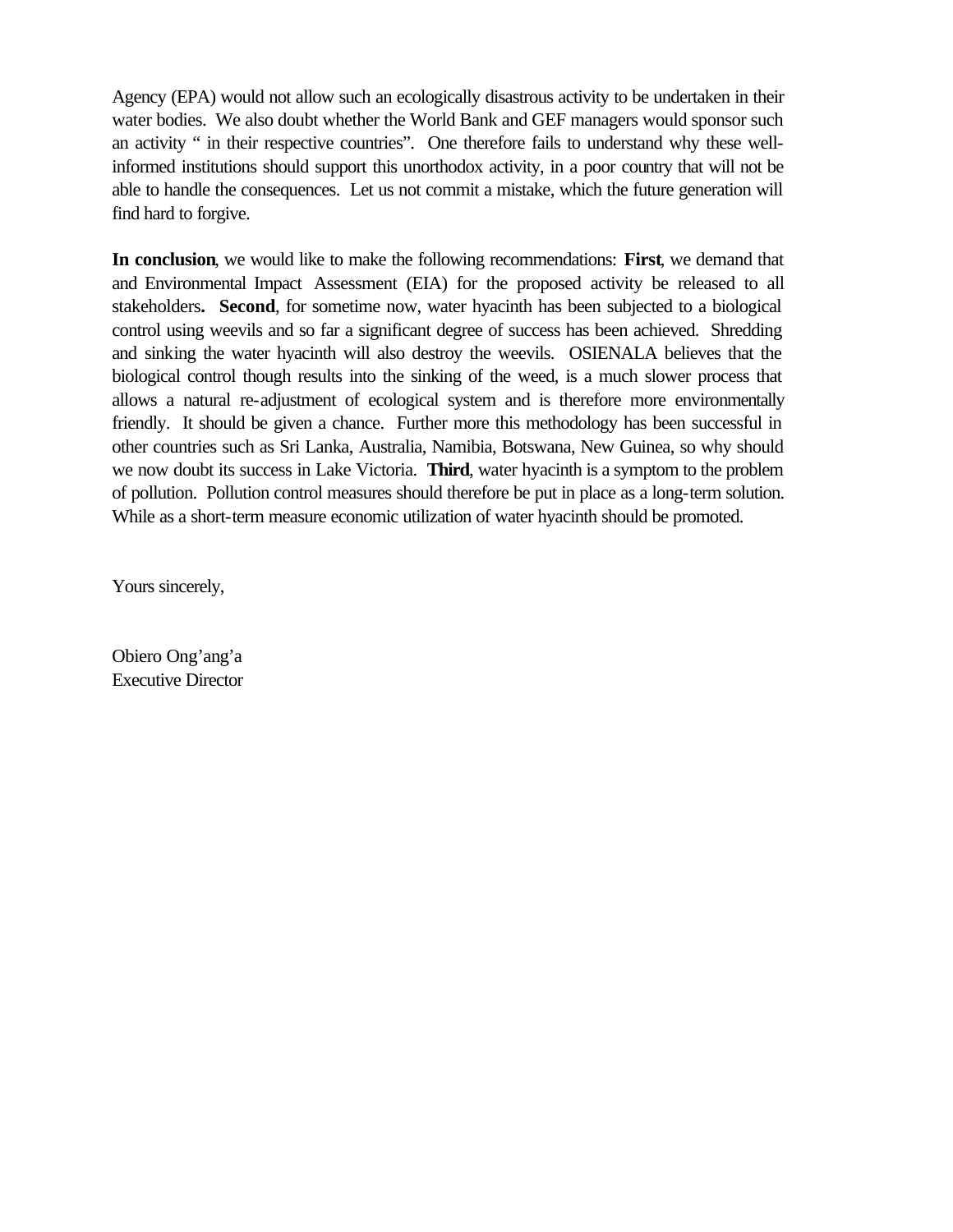Agency (EPA) would not allow such an ecologically disastrous activity to be undertaken in their water bodies. We also doubt whether the World Bank and GEF managers would sponsor such an activity " in their respective countries". One therefore fails to understand why these well-informed institutions should support this unorthodox activity, in a poor country that will not be able to handle the consequences. Let us not commit a mistake, which the future generation will find hard to forgive.

**In conclusion**, we would like to make the following recommendations: **First**, we demand that and Environmental Impact Assessment (EIA) for the proposed activity be released to all stakeholders**. Second**, for sometime now, water hyacinth has been subjected to a biological control using weevils and so far a significant degree of success has been achieved. Shredding and sinking the water hyacinth will also destroy the weevils. OSIENALA believes that the biological control though results into the sinking of the weed, is a much slower process that allows a natural re-adjustment of ecological system and is therefore more environmentally friendly. It should be given a chance. Further more this methodology has been successful in other countries such as Sri Lanka, Australia, Namibia, Botswana, New Guinea, so why should we now doubt its success in Lake Victoria. **Third**, water hyacinth is a symptom to the problem of pollution. Pollution control measures should therefore be put in place as a long-term solution. While as a short-term measure economic utilization of water hyacinth should be promoted.

Yours sincerely,

Obiero Ong'ang'a
Executive Director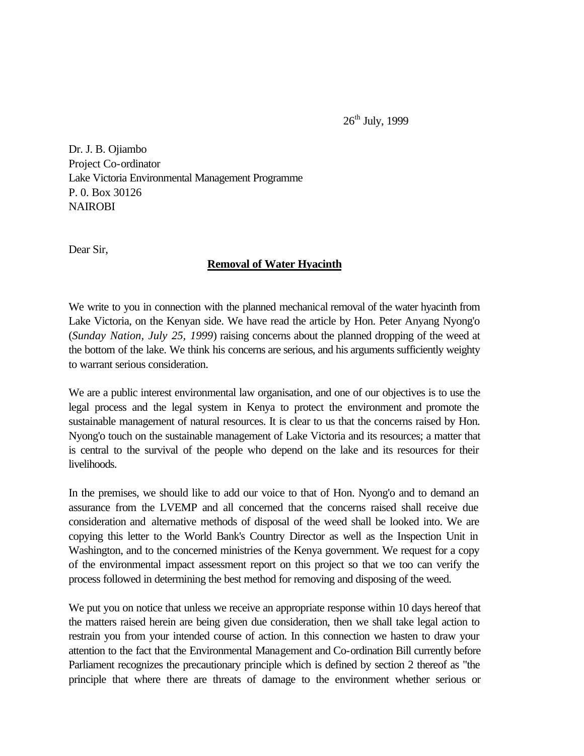26th July, 1999

Dr. J. B. Ojiambo
Project Co-ordinator
Lake Victoria Environmental Management Programme
P. 0. Box 30126
NAIROBI

Dear Sir,

**Removal of Water Hyacinth**

We write to you in connection with the planned mechanical removal of the water hyacinth from Lake Victoria, on the Kenyan side. We have read the article by Hon. Peter Anyang Nyong'o (*Sunday Nation, July 25, 1999*) raising concerns about the planned dropping of the weed at the bottom of the lake. We think his concerns are serious, and his arguments sufficiently weighty to warrant serious consideration.

We are a public interest environmental law organisation, and one of our objectives is to use the legal process and the legal system in Kenya to protect the environment and promote the sustainable management of natural resources. It is clear to us that the concerns raised by Hon. Nyong'o touch on the sustainable management of Lake Victoria and its resources; a matter that is central to the survival of the people who depend on the lake and its resources for their livelihoods.

In the premises, we should like to add our voice to that of Hon. Nyong'o and to demand an assurance from the LVEMP and all concerned that the concerns raised shall receive due consideration and alternative methods of disposal of the weed shall be looked into. We are copying this letter to the World Bank's Country Director as well as the Inspection Unit in Washington, and to the concerned ministries of the Kenya government. We request for a copy of the environmental impact assessment report on this project so that we too can verify the process followed in determining the best method for removing and disposing of the weed.

We put you on notice that unless we receive an appropriate response within 10 days hereof that the matters raised herein are being given due consideration, then we shall take legal action to restrain you from your intended course of action. In this connection we hasten to draw your attention to the fact that the Environmental Management and Co-ordination Bill currently before Parliament recognizes the precautionary principle which is defined by section 2 thereof as "the principle that where there are threats of damage to the environment whether serious or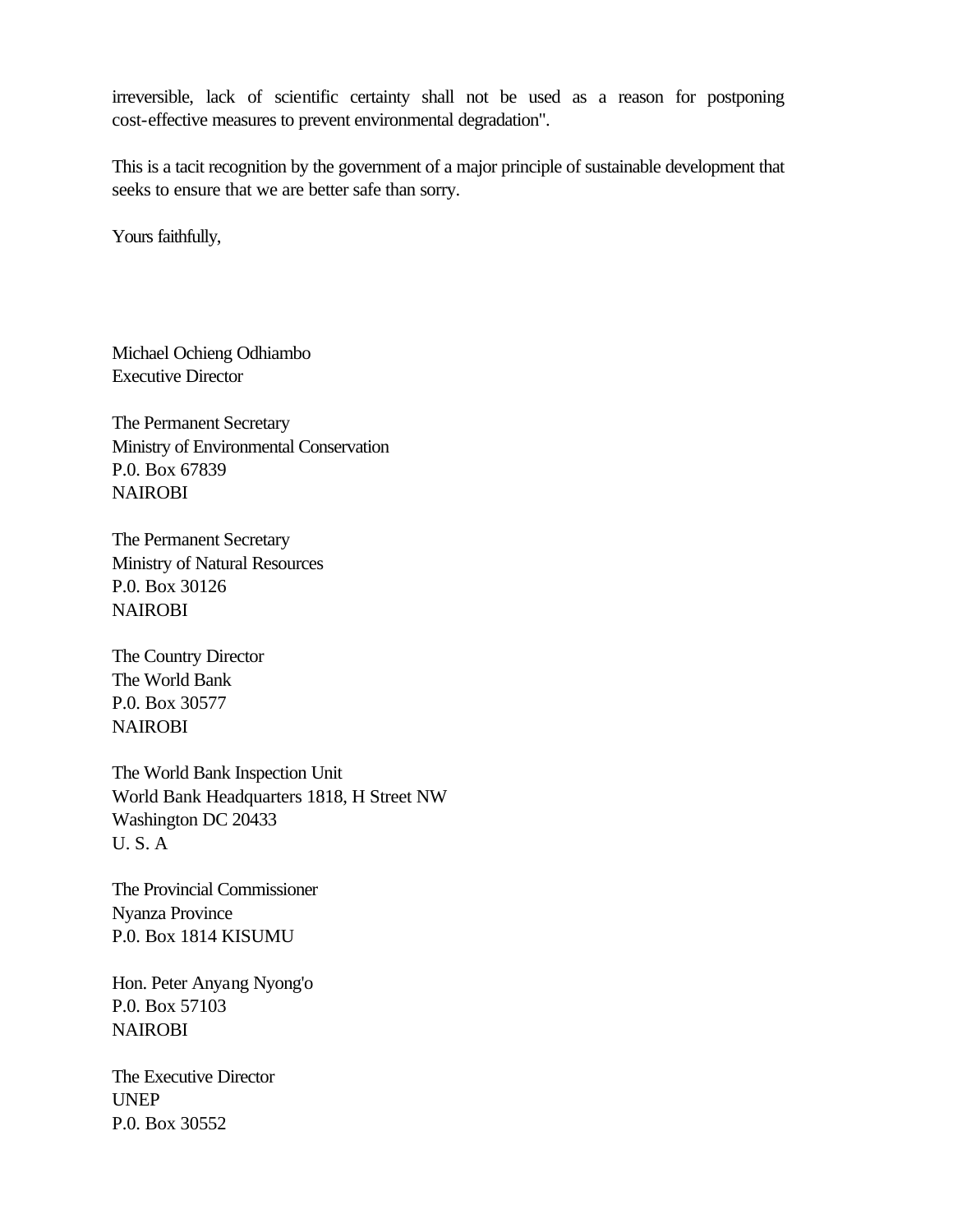irreversible, lack of scientific certainty shall not be used as a reason for postponing cost-effective measures to prevent environmental degradation".

This is a tacit recognition by the government of a major principle of sustainable development that seeks to ensure that we are better safe than sorry.

Yours faithfully,

Michael Ochieng Odhiambo
Executive Director

The Permanent Secretary
Ministry of Environmental Conservation
P.0. Box 67839
NAIROBI

The Permanent Secretary
Ministry of Natural Resources
P.0. Box 30126
NAIROBI

The Country Director
The World Bank
P.0. Box 30577
NAIROBI

The World Bank Inspection Unit
World Bank Headquarters 1818, H Street NW
Washington DC 20433
U. S. A

The Provincial Commissioner
Nyanza Province
P.0. Box 1814 KISUMU

Hon. Peter Anyang Nyong'o
P.0. Box 57103
NAIROBI

The Executive Director
UNEP
P.0. Box 30552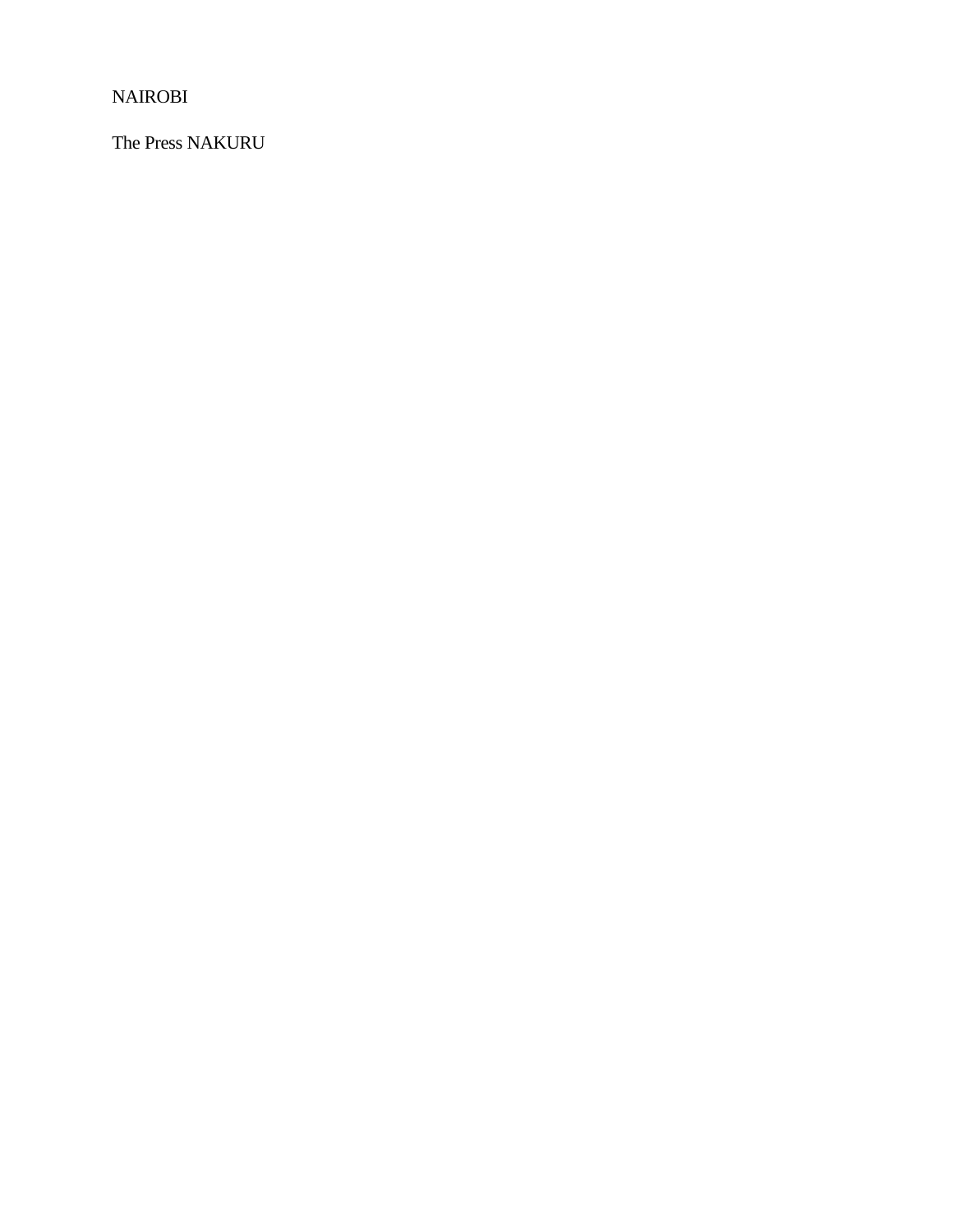NAIROBI

The Press NAKURU